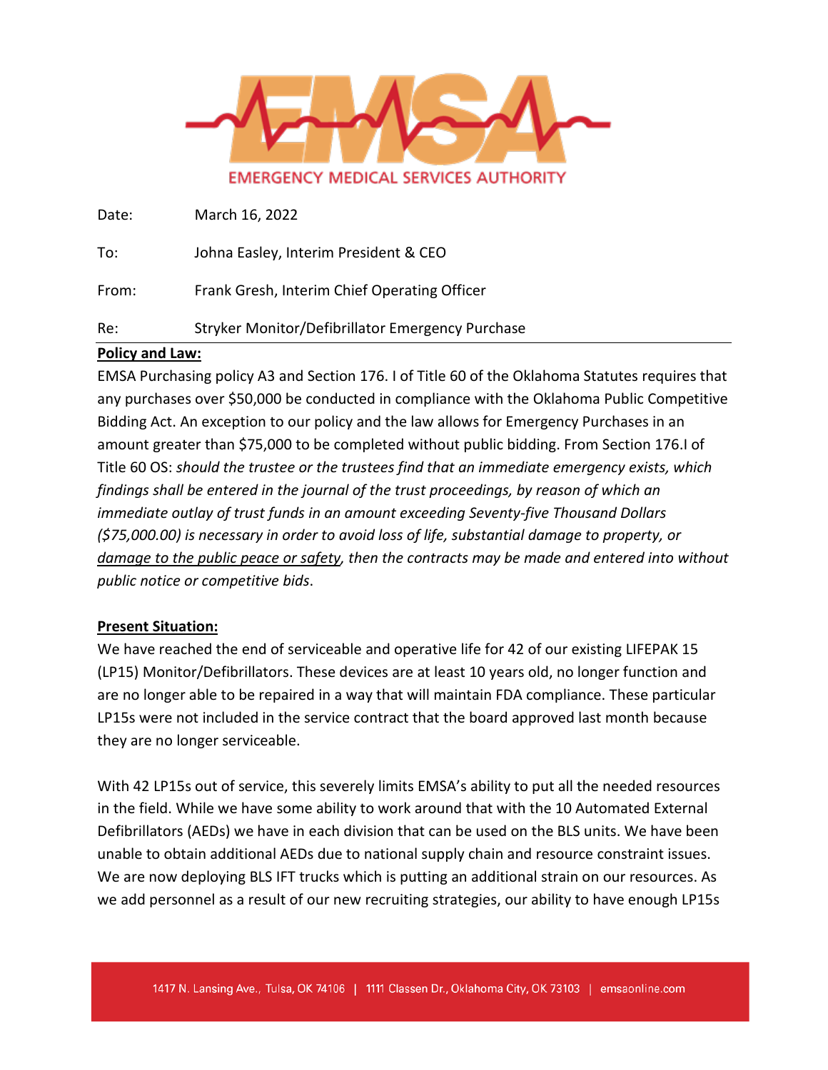EMSA

EMERGENCY MEDICAL SERVICES AUTHORITY

Date: March 16, 2022

To: Johna Easley, Interim President & CEO

From: Frank Gresh, Interim Chief Operating Officer

Re: Stryker Monitor/Defibrillator Emergency Purchase

**Policy and Law:**

EMSA Purchasing policy A3 and Section 176. I of Title 60 of the Oklahoma Statutes requires that any purchases over $50,000 be conducted in compliance with the Oklahoma Public Competitive Bidding Act. An exception to our policy and the law allows for Emergency Purchases in an amount greater than $75,000 to be completed without public bidding. From Section 176.I of Title 60 OS: *should the trustee or the trustees find that an immediate emergency exists, which findings shall be entered in the journal of the trust proceedings, by reason of which an immediate outlay of trust funds in an amount exceeding Seventy-five Thousand Dollars ($75,000.00) is necessary in order to avoid loss of life, substantial damage to property, or <u>damage to the public peace or safety</u>, then the contracts may be made and entered into without public notice or competitive bids*.

**Present Situation:**

We have reached the end of serviceable and operative life for 42 of our existing LIFEPAK 15 (LP15) Monitor/Defibrillators. These devices are at least 10 years old, no longer function and are no longer able to be repaired in a way that will maintain FDA compliance. These particular LP15s were not included in the service contract that the board approved last month because they are no longer serviceable.

With 42 LP15s out of service, this severely limits EMSA's ability to put all the needed resources in the field. While we have some ability to work around that with the 10 Automated External Defibrillators (AEDs) we have in each division that can be used on the BLS units. We have been unable to obtain additional AEDs due to national supply chain and resource constraint issues. We are now deploying BLS IFT trucks which is putting an additional strain on our resources. As we add personnel as a result of our new recruiting strategies, our ability to have enough LP15s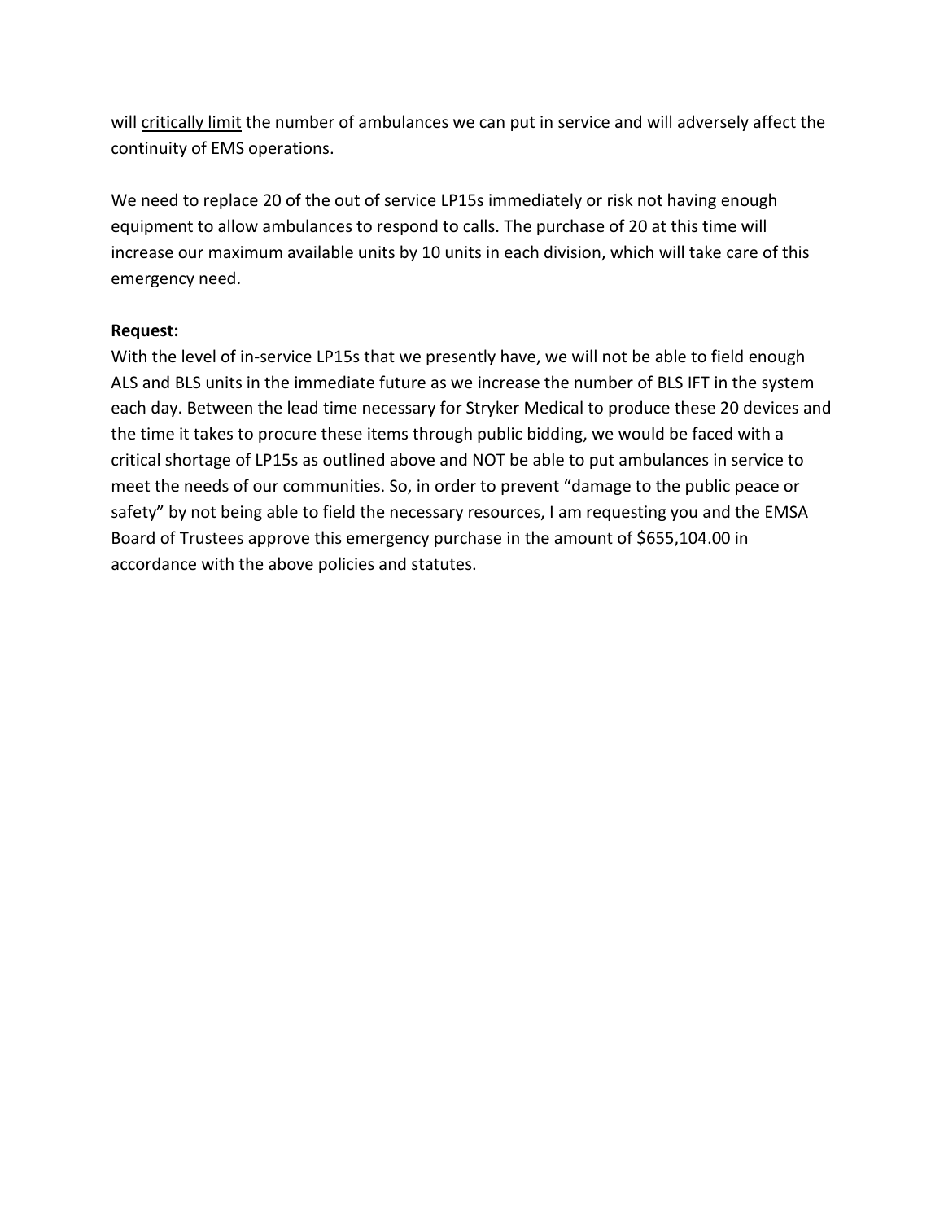will <u>critically limit</u> the number of ambulances we can put in service and will adversely affect the continuity of EMS operations.

We need to replace 20 of the out of service LP15s immediately or risk not having enough equipment to allow ambulances to respond to calls. The purchase of 20 at this time will increase our maximum available units by 10 units in each division, which will take care of this emergency need.

**<u>Request:</u>**

With the level of in-service LP15s that we presently have, we will not be able to field enough ALS and BLS units in the immediate future as we increase the number of BLS IFT in the system each day. Between the lead time necessary for Stryker Medical to produce these 20 devices and the time it takes to procure these items through public bidding, we would be faced with a critical shortage of LP15s as outlined above and NOT be able to put ambulances in service to meet the needs of our communities. So, in order to prevent "damage to the public peace or safety" by not being able to field the necessary resources, I am requesting you and the EMSA Board of Trustees approve this emergency purchase in the amount of $655,104.00 in accordance with the above policies and statutes.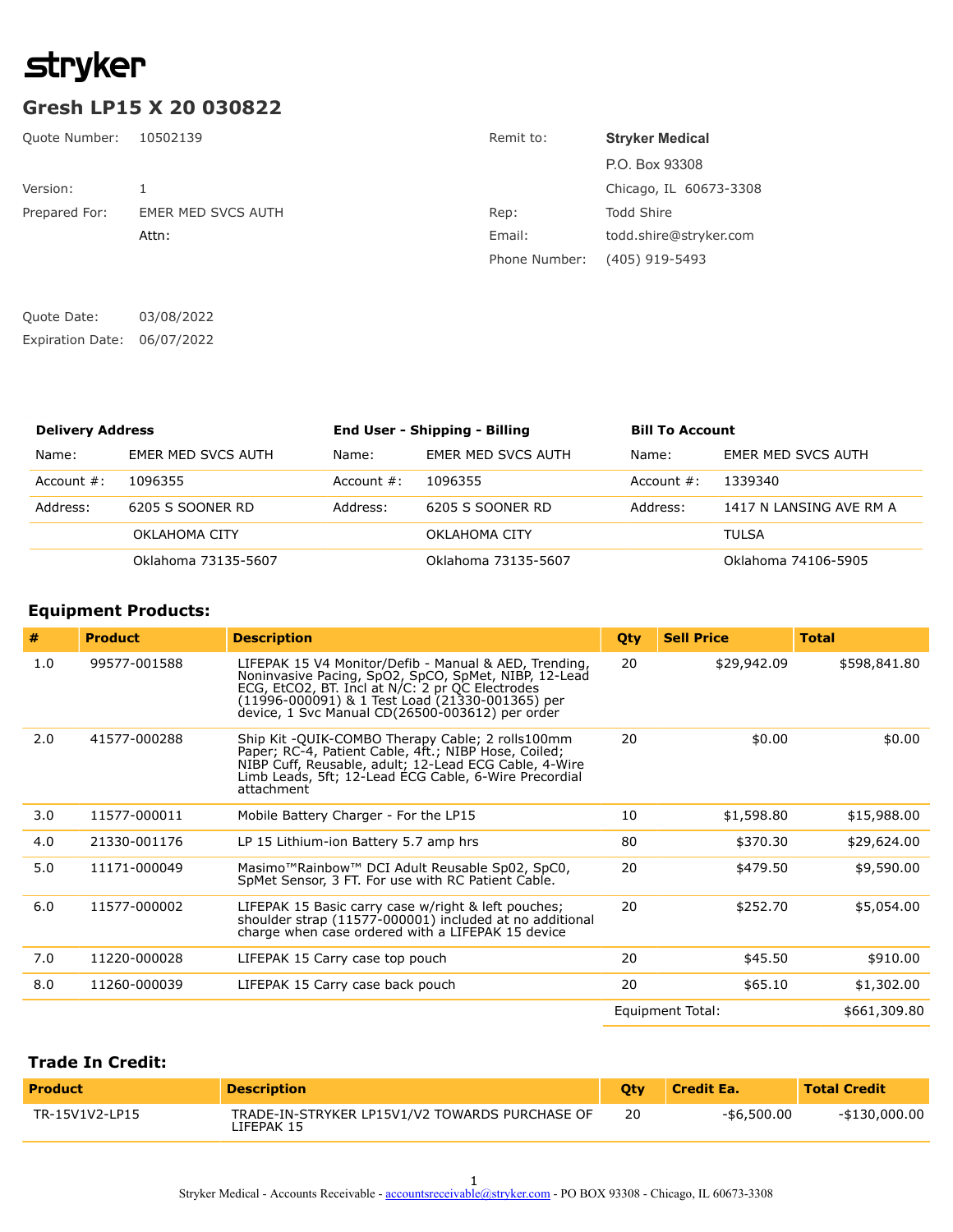stryker

# Gresh LP15 X 20 030822

| | | | |
|---|---|---|---|
| Quote Number: | 10502139 | Remit to: | **Stryker Medical** |
| | | | P.O. Box 93308 |
| Version: | 1 | | Chicago, IL 60673-3308 |
| Prepared For: | EMER MED SVCS AUTH | Rep: | Todd Shire |
| | Attn: | Email: | todd.shire@stryker.com |
| | | Phone Number: | (405) 919-5493 |

Quote Date: 03/08/2022
Expiration Date: 06/07/2022

| **Delivery Address** | | **End User - Shipping - Billing** | | **Bill To Account** | |
|---|---|---|---|---|---|
| Name: | EMER MED SVCS AUTH | Name: | EMER MED SVCS AUTH | Name: | EMER MED SVCS AUTH |
| Account #: | 1096355 | Account #: | 1096355 | Account #: | 1339340 |
| Address: | 6205 S SOONER RD | Address: | 6205 S SOONER RD | Address: | 1417 N LANSING AVE RM A |
| | OKLAHOMA CITY | | OKLAHOMA CITY | | TULSA |
| | Oklahoma 73135-5607 | | Oklahoma 73135-5607 | | Oklahoma 74106-5905 |

### Equipment Products:

| # | Product | Description | Qty | Sell Price | Total |
|---|---|---|---|---|---|
| 1.0 | 99577-001588 | LIFEPAK 15 V4 Monitor/Defib - Manual & AED, Trending, Noninvasive Pacing, SpO2, SpCO, SpMet, NIBP, 12-Lead ECG, EtCO2, BT. Incl at N/C: 2 pr QC Electrodes (11996-000091) & 1 Test Load (21330-001365) per device, 1 Svc Manual CD(26500-003612) per order | 20 | $29,942.09 | $598,841.80 |
| 2.0 | 41577-000288 | Ship Kit -QUIK-COMBO Therapy Cable; 2 rolls100mm Paper; RC-4, Patient Cable, 4ft.; NIBP Hose, Coiled; NIBP Cuff, Reusable, adult; 12-Lead ECG Cable, 4-Wire Limb Leads, 5ft; 12-Lead ECG Cable, 6-Wire Precordial attachment | 20 | $0.00 | $0.00 |
| 3.0 | 11577-000011 | Mobile Battery Charger - For the LP15 | 10 | $1,598.80 | $15,988.00 |
| 4.0 | 21330-001176 | LP 15 Lithium-ion Battery 5.7 amp hrs | 80 | $370.30 | $29,624.00 |
| 5.0 | 11171-000049 | Masimo™Rainbow™ DCI Adult Reusable Sp02, SpC0, SpMet Sensor, 3 FT. For use with RC Patient Cable. | 20 | $479.50 | $9,590.00 |
| 6.0 | 11577-000002 | LIFEPAK 15 Basic carry case w/right & left pouches; shoulder strap (11577-000001) included at no additional charge when case ordered with a LIFEPAK 15 device | 20 | $252.70 | $5,054.00 |
| 7.0 | 11220-000028 | LIFEPAK 15 Carry case top pouch | 20 | $45.50 | $910.00 |
| 8.0 | 11260-000039 | LIFEPAK 15 Carry case back pouch | 20 | $65.10 | $1,302.00 |
| | | | Equipment Total: | | $661,309.80 |

### Trade In Credit:

| Product | Description | Qty | Credit Ea. | Total Credit |
|---|---|---|---|---|
| TR-15V1V2-LP15 | TRADE-IN-STRYKER LP15V1/V2 TOWARDS PURCHASE OF LIFEPAK 15 | 20 | -$6,500.00 | -$130,000.00 |

Stryker Medical - Accounts Receivable - accountsreceivable@stryker.com - PO BOX 93308 - Chicago, IL 60673-3308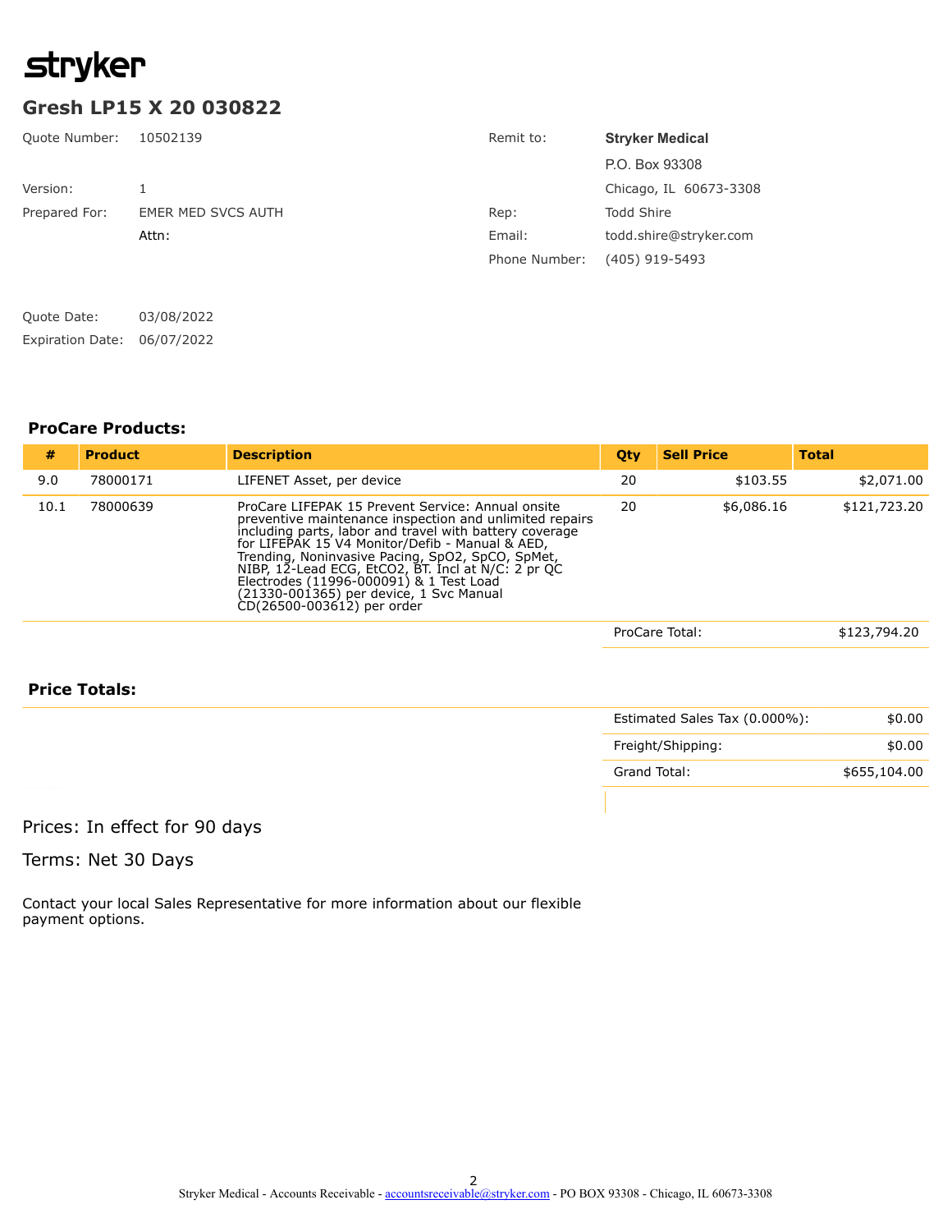stryker

# Gresh LP15 X 20 030822

| | | | |
|---|---|---|---|
| Quote Number: | 10502139 | Remit to: | **Stryker Medical** |
| | | | P.O. Box 93308 |
| Version: | 1 | | Chicago, IL 60673-3308 |
| Prepared For: | EMER MED SVCS AUTH | Rep: | Todd Shire |
| | Attn: | Email: | todd.shire@stryker.com |
| | | Phone Number: | (405) 919-5493 |

Quote Date: 03/08/2022

Expiration Date: 06/07/2022

### ProCare Products:

| # | Product | Description | Qty | Sell Price | Total |
|---|---|---|---|---|---|
| 9.0 | 78000171 | LIFENET Asset, per device | 20 | $103.55 | $2,071.00 |
| 10.1 | 78000639 | ProCare LIFEPAK 15 Prevent Service: Annual onsite preventive maintenance inspection and unlimited repairs including parts, labor and travel with battery coverage for LIFEPAK 15 V4 Monitor/Defib - Manual & AED, Trending, Noninvasive Pacing, SpO2, SpCO, SpMet, NIBP, 12-Lead ECG, EtCO2, BT. Incl at N/C: 2 pr QC Electrodes (11996-000091) & 1 Test Load (21330-001365) per device, 1 Svc Manual CD(26500-003612) per order | 20 | $6,086.16 | $121,723.20 |
| | | | | ProCare Total: | $123,794.20 |

### Price Totals:

| | |
|---|---|
| Estimated Sales Tax (0.000%): | $0.00 |
| Freight/Shipping: | $0.00 |
| Grand Total: | $655,104.00 |

Prices: In effect for 90 days

Terms: Net 30 Days

Contact your local Sales Representative for more information about our flexible payment options.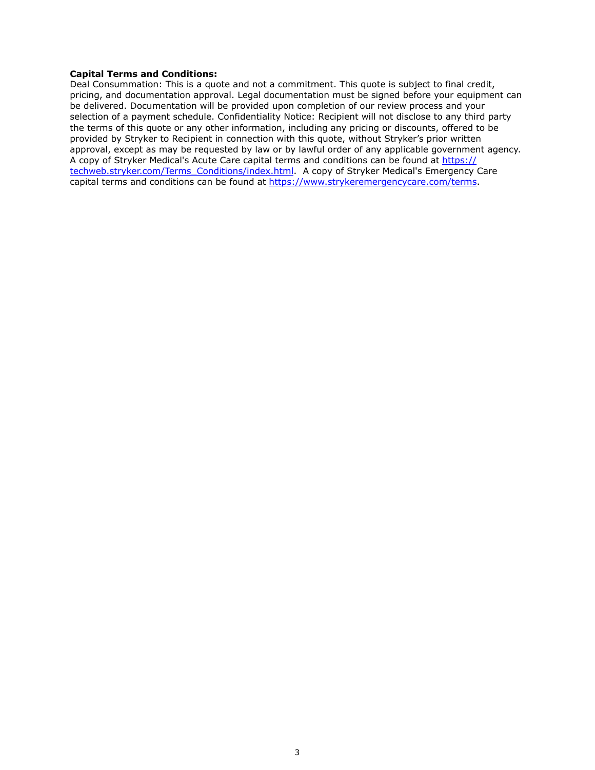**Capital Terms and Conditions:**

Deal Consummation: This is a quote and not a commitment. This quote is subject to final credit, pricing, and documentation approval. Legal documentation must be signed before your equipment can be delivered. Documentation will be provided upon completion of our review process and your selection of a payment schedule. Confidentiality Notice: Recipient will not disclose to any third party the terms of this quote or any other information, including any pricing or discounts, offered to be provided by Stryker to Recipient in connection with this quote, without Stryker's prior written approval, except as may be requested by law or by lawful order of any applicable government agency. A copy of Stryker Medical's Acute Care capital terms and conditions can be found at [https://techweb.stryker.com/Terms_Conditions/index.html](https://techweb.stryker.com/Terms_Conditions/index.html). A copy of Stryker Medical's Emergency Care capital terms and conditions can be found at [https://www.strykeremergencycare.com/terms](https://www.strykeremergencycare.com/terms).